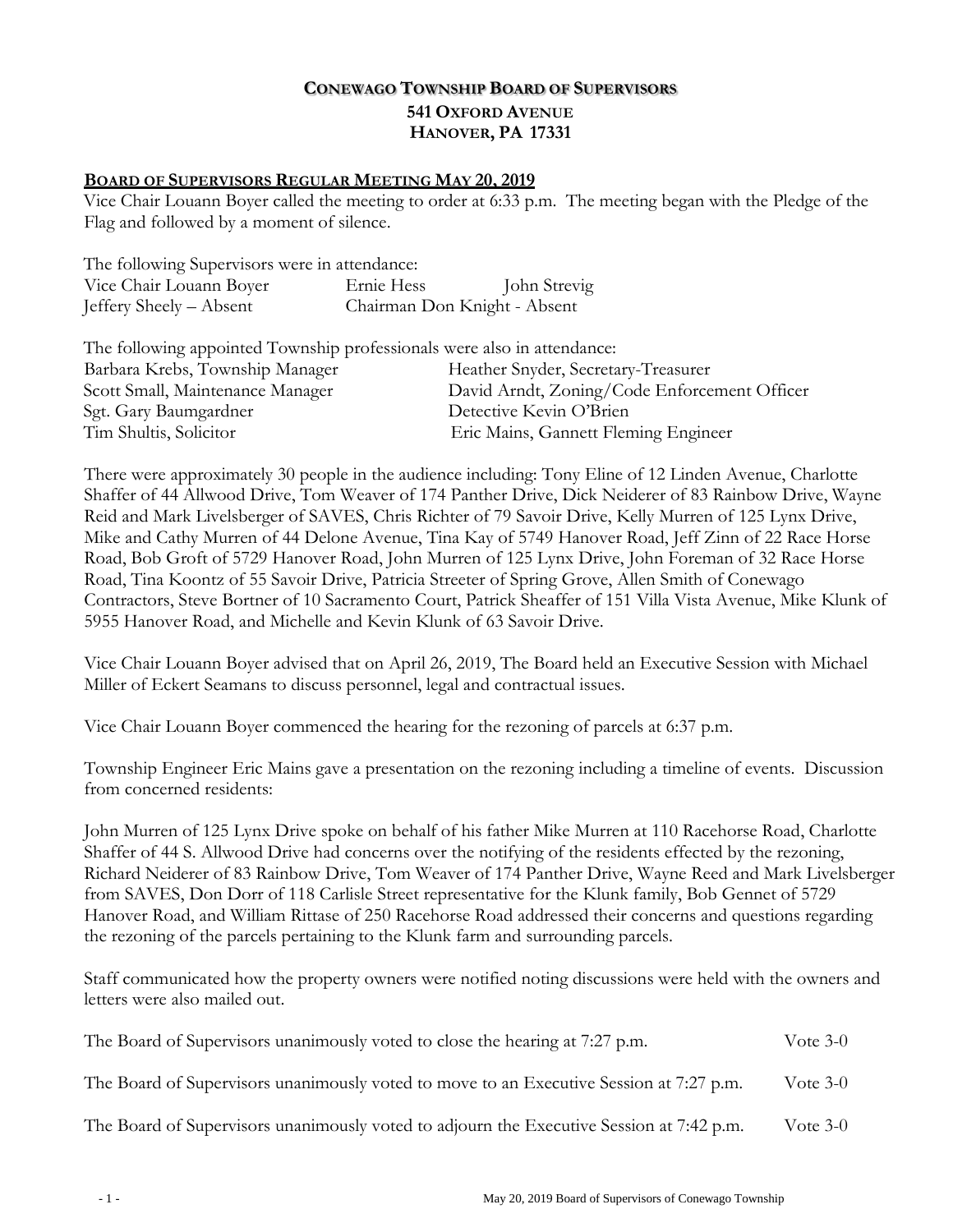# CONEWAGO TOWNSHIP BOARD OF SUPERVISORS
## 541 OXFORD AVENUE
## HANOVER, PA 17331

**BOARD OF SUPERVISORS REGULAR MEETING MAY 20, 2019**

Vice Chair Louann Boyer called the meeting to order at 6:33 p.m. The meeting began with the Pledge of the Flag and followed by a moment of silence.

The following Supervisors were in attendance:

| | | |
|---|---|---|
| Vice Chair Louann Boyer | Ernie Hess | John Strevig |
| Jeffery Sheely – Absent | Chairman Don Knight - Absent | |

The following appointed Township professionals were also in attendance:

| | |
|---|---|
| Barbara Krebs, Township Manager | Heather Snyder, Secretary-Treasurer |
| Scott Small, Maintenance Manager | David Arndt, Zoning/Code Enforcement Officer |
| Sgt. Gary Baumgardner | Detective Kevin O'Brien |
| Tim Shultis, Solicitor | Eric Mains, Gannett Fleming Engineer |

There were approximately 30 people in the audience including: Tony Eline of 12 Linden Avenue, Charlotte Shaffer of 44 Allwood Drive, Tom Weaver of 174 Panther Drive, Dick Neiderer of 83 Rainbow Drive, Wayne Reid and Mark Livelsberger of SAVES, Chris Richter of 79 Savoir Drive, Kelly Murren of 125 Lynx Drive, Mike and Cathy Murren of 44 Delone Avenue, Tina Kay of 5749 Hanover Road, Jeff Zinn of 22 Race Horse Road, Bob Groft of 5729 Hanover Road, John Murren of 125 Lynx Drive, John Foreman of 32 Race Horse Road, Tina Koontz of 55 Savoir Drive, Patricia Streeter of Spring Grove, Allen Smith of Conewago Contractors, Steve Bortner of 10 Sacramento Court, Patrick Sheaffer of 151 Villa Vista Avenue, Mike Klunk of 5955 Hanover Road, and Michelle and Kevin Klunk of 63 Savoir Drive.

Vice Chair Louann Boyer advised that on April 26, 2019, The Board held an Executive Session with Michael Miller of Eckert Seamans to discuss personnel, legal and contractual issues.

Vice Chair Louann Boyer commenced the hearing for the rezoning of parcels at 6:37 p.m.

Township Engineer Eric Mains gave a presentation on the rezoning including a timeline of events. Discussion from concerned residents:

John Murren of 125 Lynx Drive spoke on behalf of his father Mike Murren at 110 Racehorse Road, Charlotte Shaffer of 44 S. Allwood Drive had concerns over the notifying of the residents effected by the rezoning, Richard Neiderer of 83 Rainbow Drive, Tom Weaver of 174 Panther Drive, Wayne Reed and Mark Livelsberger from SAVES, Don Dorr of 118 Carlisle Street representative for the Klunk family, Bob Gennet of 5729 Hanover Road, and William Rittase of 250 Racehorse Road addressed their concerns and questions regarding the rezoning of the parcels pertaining to the Klunk farm and surrounding parcels.

Staff communicated how the property owners were notified noting discussions were held with the owners and letters were also mailed out.

The Board of Supervisors unanimously voted to close the hearing at 7:27 p.m. Vote 3-0

The Board of Supervisors unanimously voted to move to an Executive Session at 7:27 p.m. Vote 3-0

The Board of Supervisors unanimously voted to adjourn the Executive Session at 7:42 p.m. Vote 3-0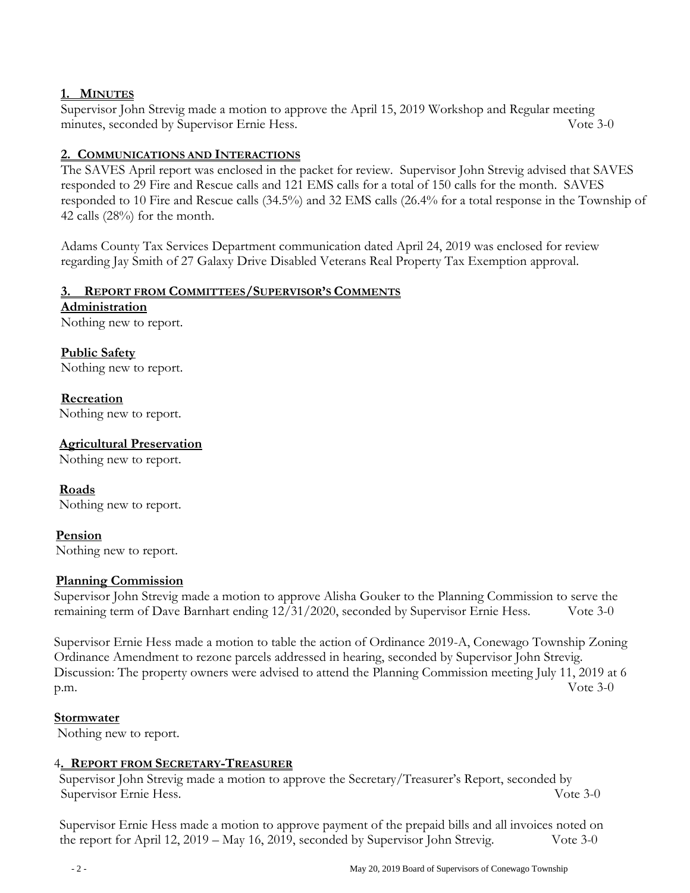## 1. MINUTES

Supervisor John Strevig made a motion to approve the April 15, 2019 Workshop and Regular meeting minutes, seconded by Supervisor Ernie Hess. Vote 3-0

## 2. COMMUNICATIONS AND INTERACTIONS

The SAVES April report was enclosed in the packet for review. Supervisor John Strevig advised that SAVES responded to 29 Fire and Rescue calls and 121 EMS calls for a total of 150 calls for the month. SAVES responded to 10 Fire and Rescue calls (34.5%) and 32 EMS calls (26.4% for a total response in the Township of 42 calls (28%) for the month.

Adams County Tax Services Department communication dated April 24, 2019 was enclosed for review regarding Jay Smith of 27 Galaxy Drive Disabled Veterans Real Property Tax Exemption approval.

## 3. REPORT FROM COMMITTEES/SUPERVISOR'S COMMENTS

**Administration**

Nothing new to report.

**Public Safety**

Nothing new to report.

**Recreation**

Nothing new to report.

**Agricultural Preservation**

Nothing new to report.

**Roads**

Nothing new to report.

**Pension**

Nothing new to report.

**Planning Commission**

Supervisor John Strevig made a motion to approve Alisha Gouker to the Planning Commission to serve the remaining term of Dave Barnhart ending 12/31/2020, seconded by Supervisor Ernie Hess. Vote 3-0

Supervisor Ernie Hess made a motion to table the action of Ordinance 2019-A, Conewago Township Zoning Ordinance Amendment to rezone parcels addressed in hearing, seconded by Supervisor John Strevig. Discussion: The property owners were advised to attend the Planning Commission meeting July 11, 2019 at 6 p.m. Vote 3-0

**Stormwater**

Nothing new to report.

## 4. REPORT FROM SECRETARY-TREASURER

Supervisor John Strevig made a motion to approve the Secretary/Treasurer's Report, seconded by Supervisor Ernie Hess. Vote 3-0

Supervisor Ernie Hess made a motion to approve payment of the prepaid bills and all invoices noted on the report for April 12, 2019 – May 16, 2019, seconded by Supervisor John Strevig. Vote 3-0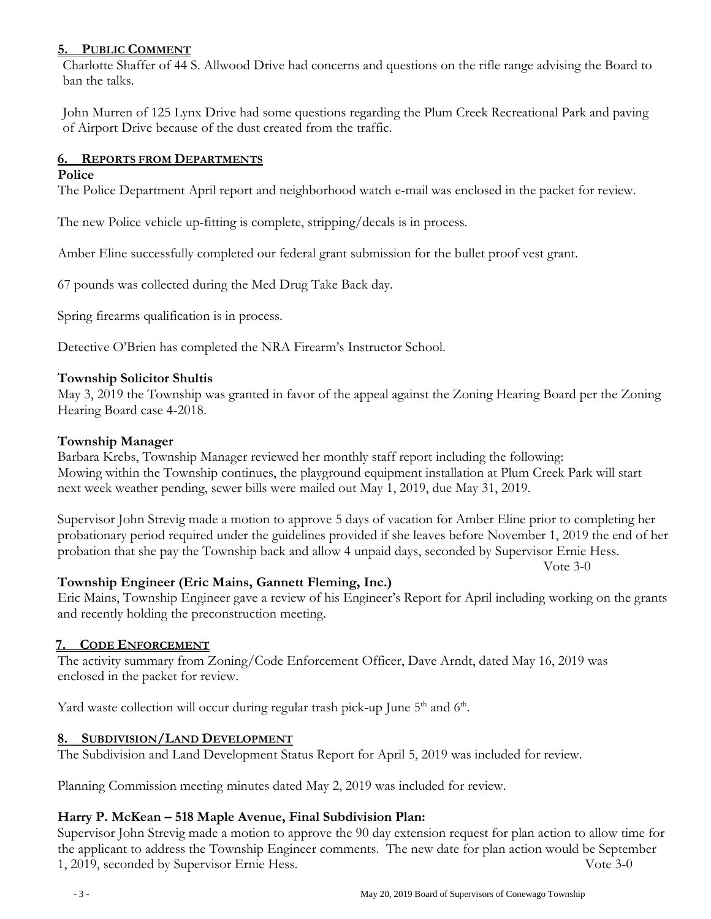## 5. PUBLIC COMMENT

Charlotte Shaffer of 44 S. Allwood Drive had concerns and questions on the rifle range advising the Board to ban the talks.

John Murren of 125 Lynx Drive had some questions regarding the Plum Creek Recreational Park and paving of Airport Drive because of the dust created from the traffic.

## 6. REPORTS FROM DEPARTMENTS

**Police**

The Police Department April report and neighborhood watch e-mail was enclosed in the packet for review.

The new Police vehicle up-fitting is complete, stripping/decals is in process.

Amber Eline successfully completed our federal grant submission for the bullet proof vest grant.

67 pounds was collected during the Med Drug Take Back day.

Spring firearms qualification is in process.

Detective O'Brien has completed the NRA Firearm's Instructor School.

**Township Solicitor Shultis**

May 3, 2019 the Township was granted in favor of the appeal against the Zoning Hearing Board per the Zoning Hearing Board case 4-2018.

**Township Manager**

Barbara Krebs, Township Manager reviewed her monthly staff report including the following: Mowing within the Township continues, the playground equipment installation at Plum Creek Park will start next week weather pending, sewer bills were mailed out May 1, 2019, due May 31, 2019.

Supervisor John Strevig made a motion to approve 5 days of vacation for Amber Eline prior to completing her probationary period required under the guidelines provided if she leaves before November 1, 2019 the end of her probation that she pay the Township back and allow 4 unpaid days, seconded by Supervisor Ernie Hess. Vote 3-0

**Township Engineer (Eric Mains, Gannett Fleming, Inc.)**

Eric Mains, Township Engineer gave a review of his Engineer's Report for April including working on the grants and recently holding the preconstruction meeting.

## 7. CODE ENFORCEMENT

The activity summary from Zoning/Code Enforcement Officer, Dave Arndt, dated May 16, 2019 was enclosed in the packet for review.

Yard waste collection will occur during regular trash pick-up June 5th and 6th.

## 8. SUBDIVISION/LAND DEVELOPMENT

The Subdivision and Land Development Status Report for April 5, 2019 was included for review.

Planning Commission meeting minutes dated May 2, 2019 was included for review.

**Harry P. McKean – 518 Maple Avenue, Final Subdivision Plan:**

Supervisor John Strevig made a motion to approve the 90 day extension request for plan action to allow time for the applicant to address the Township Engineer comments. The new date for plan action would be September 1, 2019, seconded by Supervisor Ernie Hess. Vote 3-0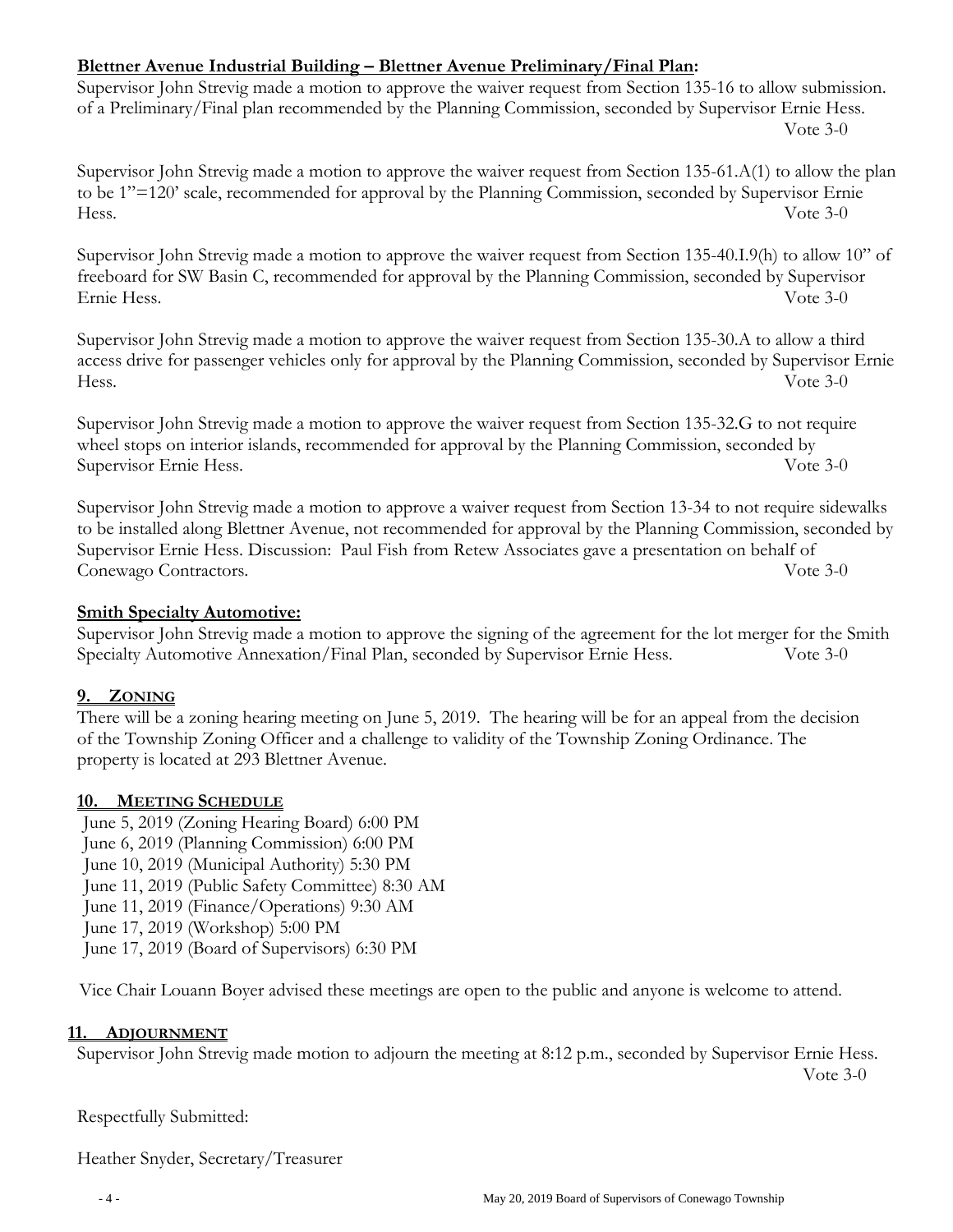**Blettner Avenue Industrial Building – Blettner Avenue Preliminary/Final Plan:**

Supervisor John Strevig made a motion to approve the waiver request from Section 135-16 to allow submission. of a Preliminary/Final plan recommended by the Planning Commission, seconded by Supervisor Ernie Hess. Vote 3-0

Supervisor John Strevig made a motion to approve the waiver request from Section 135-61.A(1) to allow the plan to be 1"=120' scale, recommended for approval by the Planning Commission, seconded by Supervisor Ernie Hess. Vote 3-0

Supervisor John Strevig made a motion to approve the waiver request from Section 135-40.I.9(h) to allow 10" of freeboard for SW Basin C, recommended for approval by the Planning Commission, seconded by Supervisor Ernie Hess. Vote 3-0

Supervisor John Strevig made a motion to approve the waiver request from Section 135-30.A to allow a third access drive for passenger vehicles only for approval by the Planning Commission, seconded by Supervisor Ernie Hess. Vote 3-0

Supervisor John Strevig made a motion to approve the waiver request from Section 135-32.G to not require wheel stops on interior islands, recommended for approval by the Planning Commission, seconded by Supervisor Ernie Hess. Vote 3-0

Supervisor John Strevig made a motion to approve a waiver request from Section 13-34 to not require sidewalks to be installed along Blettner Avenue, not recommended for approval by the Planning Commission, seconded by Supervisor Ernie Hess. Discussion: Paul Fish from Retew Associates gave a presentation on behalf of Conewago Contractors. Vote 3-0

**Smith Specialty Automotive:**

Supervisor John Strevig made a motion to approve the signing of the agreement for the lot merger for the Smith Specialty Automotive Annexation/Final Plan, seconded by Supervisor Ernie Hess. Vote 3-0

## 9. ZONING

There will be a zoning hearing meeting on June 5, 2019. The hearing will be for an appeal from the decision of the Township Zoning Officer and a challenge to validity of the Township Zoning Ordinance. The property is located at 293 Blettner Avenue.

## 10. MEETING SCHEDULE

June 5, 2019 (Zoning Hearing Board) 6:00 PM
June 6, 2019 (Planning Commission) 6:00 PM
June 10, 2019 (Municipal Authority) 5:30 PM
June 11, 2019 (Public Safety Committee) 8:30 AM
June 11, 2019 (Finance/Operations) 9:30 AM
June 17, 2019 (Workshop) 5:00 PM
June 17, 2019 (Board of Supervisors) 6:30 PM

Vice Chair Louann Boyer advised these meetings are open to the public and anyone is welcome to attend.

## 11. ADJOURNMENT

Supervisor John Strevig made motion to adjourn the meeting at 8:12 p.m., seconded by Supervisor Ernie Hess. Vote 3-0

Respectfully Submitted:

Heather Snyder, Secretary/Treasurer